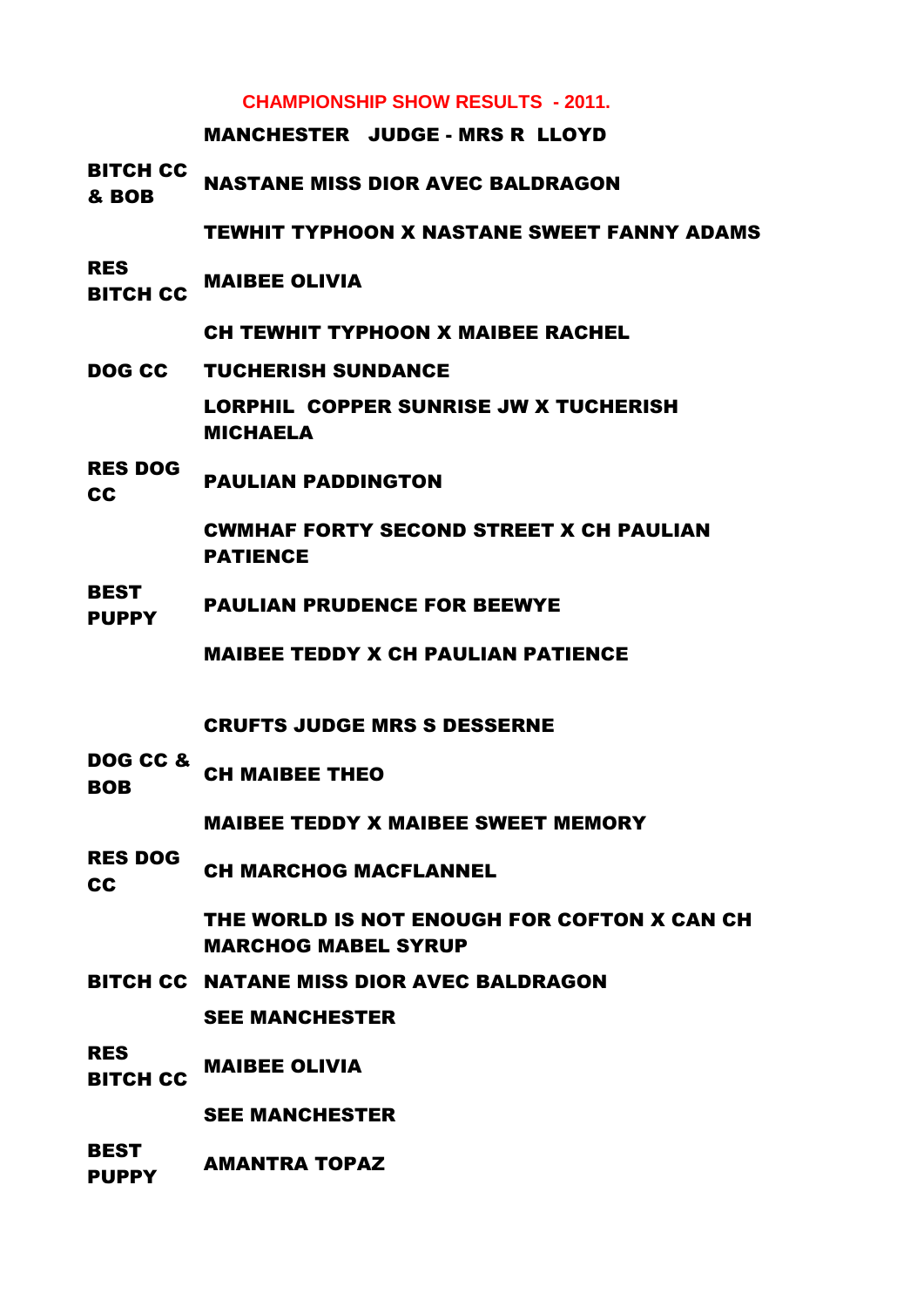# CHAMPIONSHIP SHOW RESULTS - 2011.

## MANCHESTER JUDGE - MRS R LLOYD

| | |
|---|---|
| BITCH CC & BOB | NASTANE MISS DIOR AVEC BALDRAGON |
| | TEWHIT TYPHOON X NASTANE SWEET FANNY ADAMS |
| RES BITCH CC | MAIBEE OLIVIA |
| | CH TEWHIT TYPHOON X MAIBEE RACHEL |
| DOG CC | TUCHERISH SUNDANCE |
| | LORPHIL COPPER SUNRISE JW X TUCHERISH MICHAELA |
| RES DOG CC | PAULIAN PADDINGTON |
| | CWMHAF FORTY SECOND STREET X CH PAULIAN PATIENCE |
| BEST PUPPY | PAULIAN PRUDENCE FOR BEEWYE |
| | MAIBEE TEDDY X CH PAULIAN PATIENCE |

## CRUFTS JUDGE MRS S DESSERNE

| | |
|---|---|
| DOG CC & BOB | CH MAIBEE THEO |
| | MAIBEE TEDDY X MAIBEE SWEET MEMORY |
| RES DOG CC | CH MARCHOG MACFLANNEL |
| | THE WORLD IS NOT ENOUGH FOR COFTON X CAN CH MARCHOG MABEL SYRUP |
| BITCH CC | NATANE MISS DIOR AVEC BALDRAGON |
| | SEE MANCHESTER |
| RES BITCH CC | MAIBEE OLIVIA |
| | SEE MANCHESTER |
| BEST PUPPY | AMANTRA TOPAZ |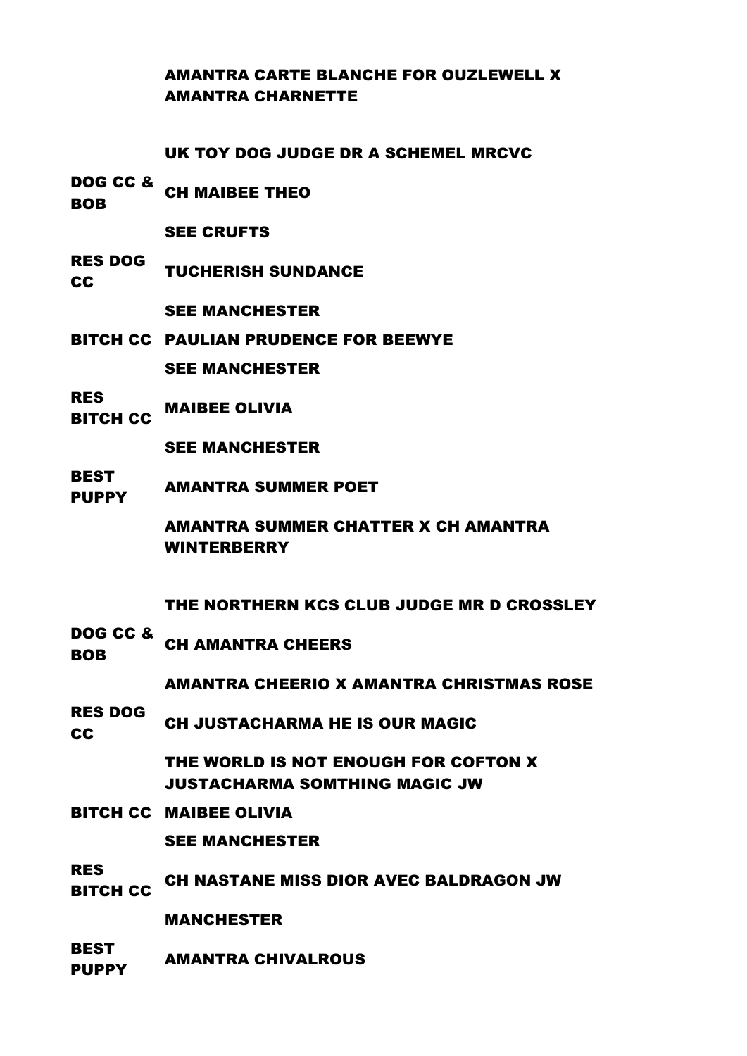| | |
|---|---|
| | AMANTRA CARTE BLANCHE FOR OUZLEWELL X AMANTRA CHARNETTE |
| | |
| | **UK TOY DOG JUDGE DR A SCHEMEL MRCVC** |
| DOG CC & BOB | CH MAIBEE THEO |
| | SEE CRUFTS |
| RES DOG CC | TUCHERISH SUNDANCE |
| | SEE MANCHESTER |
| BITCH CC | PAULIAN PRUDENCE FOR BEEWYE |
| | SEE MANCHESTER |
| RES BITCH CC | MAIBEE OLIVIA |
| | SEE MANCHESTER |
| BEST PUPPY | AMANTRA SUMMER POET |
| | AMANTRA SUMMER CHATTER X CH AMANTRA WINTERBERRY |
| | |
| | **THE NORTHERN KCS CLUB JUDGE MR D CROSSLEY** |
| DOG CC & BOB | CH AMANTRA CHEERS |
| | AMANTRA CHEERIO X AMANTRA CHRISTMAS ROSE |
| RES DOG CC | CH JUSTACHARMA HE IS OUR MAGIC |
| | THE WORLD IS NOT ENOUGH FOR COFTON X JUSTACHARMA SOMTHING MAGIC JW |
| BITCH CC | MAIBEE OLIVIA |
| | SEE MANCHESTER |
| RES BITCH CC | CH NASTANE MISS DIOR AVEC BALDRAGON JW |
| | MANCHESTER |
| BEST PUPPY | AMANTRA CHIVALROUS |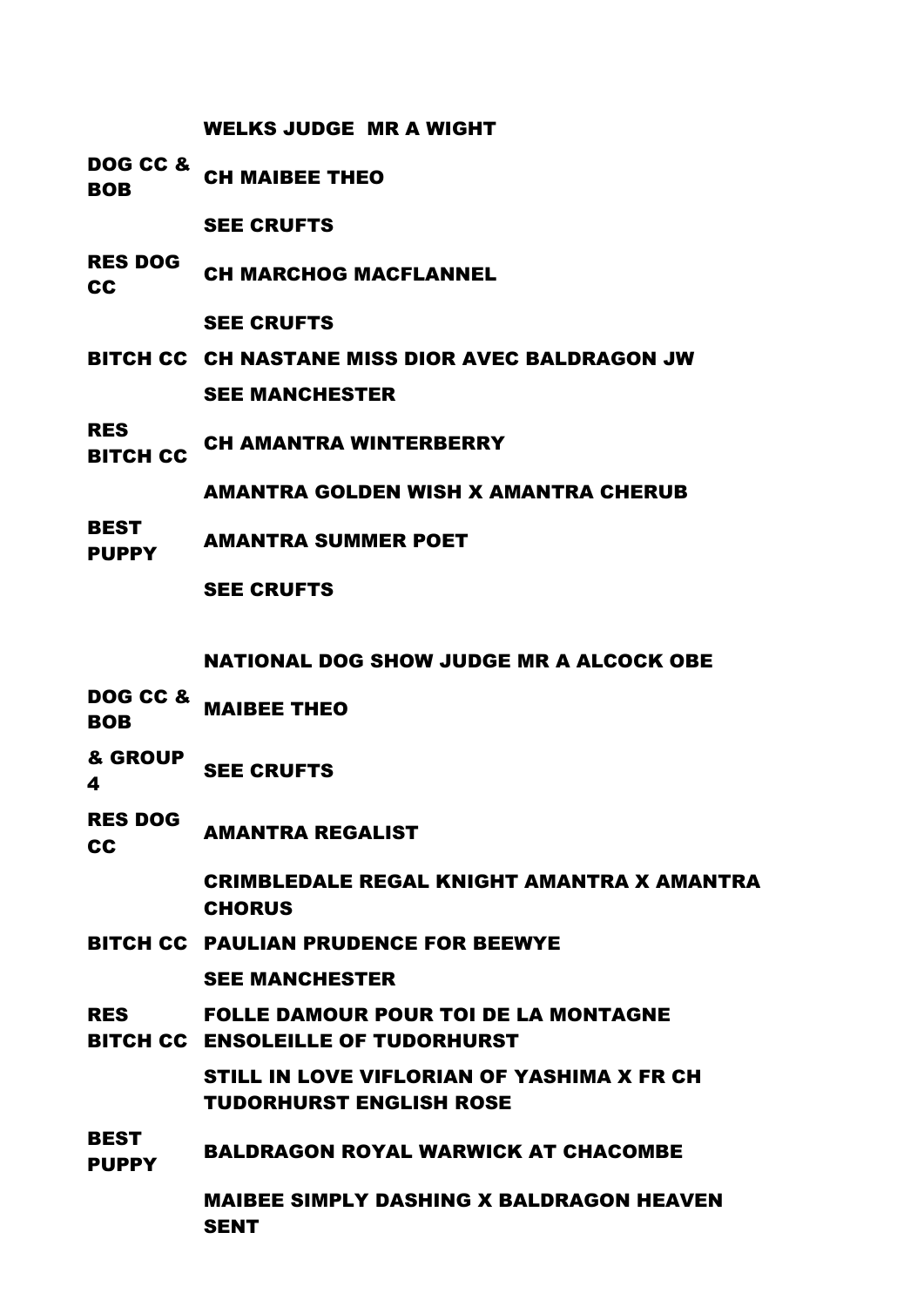## WELKS JUDGE MR A WIGHT

| | |
|---|---|
| DOG CC & BOB | CH MAIBEE THEO |
| | SEE CRUFTS |
| RES DOG CC | CH MARCHOG MACFLANNEL |
| | SEE CRUFTS |
| BITCH CC | CH NASTANE MISS DIOR AVEC BALDRAGON JW |
| | SEE MANCHESTER |
| RES BITCH CC | CH AMANTRA WINTERBERRY |
| | AMANTRA GOLDEN WISH X AMANTRA CHERUB |
| BEST PUPPY | AMANTRA SUMMER POET |
| | SEE CRUFTS |

## NATIONAL DOG SHOW JUDGE MR A ALCOCK OBE

| | |
|---|---|
| DOG CC & BOB | MAIBEE THEO |
| & GROUP 4 | SEE CRUFTS |
| RES DOG CC | AMANTRA REGALIST |
| | CRIMBLEDALE REGAL KNIGHT AMANTRA X AMANTRA CHORUS |
| BITCH CC | PAULIAN PRUDENCE FOR BEEWYE |
| | SEE MANCHESTER |
| RES BITCH CC | FOLLE DAMOUR POUR TOI DE LA MONTAGNE ENSOLEILLE OF TUDORHURST |
| | STILL IN LOVE VIFLORIAN OF YASHIMA X FR CH TUDORHURST ENGLISH ROSE |
| BEST PUPPY | BALDRAGON ROYAL WARWICK AT CHACOMBE |
| | MAIBEE SIMPLY DASHING X BALDRAGON HEAVEN SENT |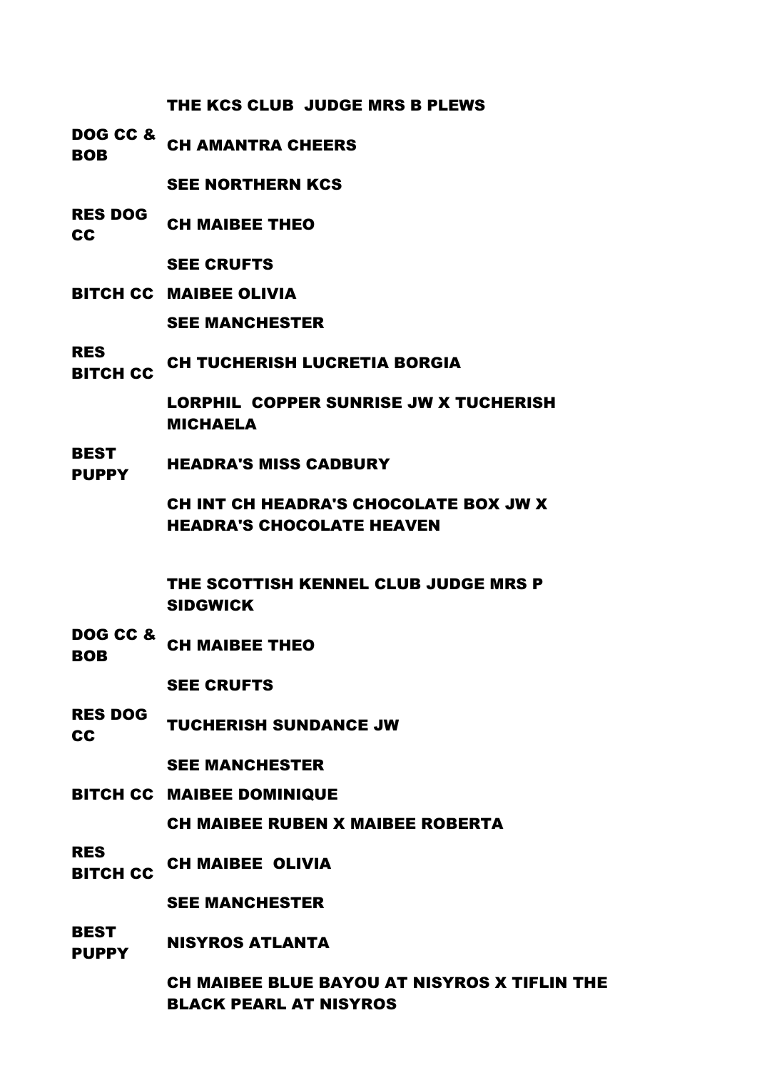**THE KCS CLUB JUDGE MRS B PLEWS**

| | |
|---|---|
| **DOG CC & BOB** | **CH AMANTRA CHEERS** |
| | **SEE NORTHERN KCS** |
| **RES DOG CC** | **CH MAIBEE THEO** |
| | **SEE CRUFTS** |
| **BITCH CC** | **MAIBEE OLIVIA** |
| | **SEE MANCHESTER** |
| **RES BITCH CC** | **CH TUCHERISH LUCRETIA BORGIA** |
| | **LORPHIL COPPER SUNRISE JW X TUCHERISH MICHAELA** |
| **BEST PUPPY** | **HEADRA'S MISS CADBURY** |
| | **CH INT CH HEADRA'S CHOCOLATE BOX JW X HEADRA'S CHOCOLATE HEAVEN** |

**THE SCOTTISH KENNEL CLUB JUDGE MRS P SIDGWICK**

| | |
|---|---|
| **DOG CC & BOB** | **CH MAIBEE THEO** |
| | **SEE CRUFTS** |
| **RES DOG CC** | **TUCHERISH SUNDANCE JW** |
| | **SEE MANCHESTER** |
| **BITCH CC** | **MAIBEE DOMINIQUE** |
| | **CH MAIBEE RUBEN X MAIBEE ROBERTA** |
| **RES BITCH CC** | **CH MAIBEE OLIVIA** |
| | **SEE MANCHESTER** |
| **BEST PUPPY** | **NISYROS ATLANTA** |
| | **CH MAIBEE BLUE BAYOU AT NISYROS X TIFLIN THE BLACK PEARL AT NISYROS** |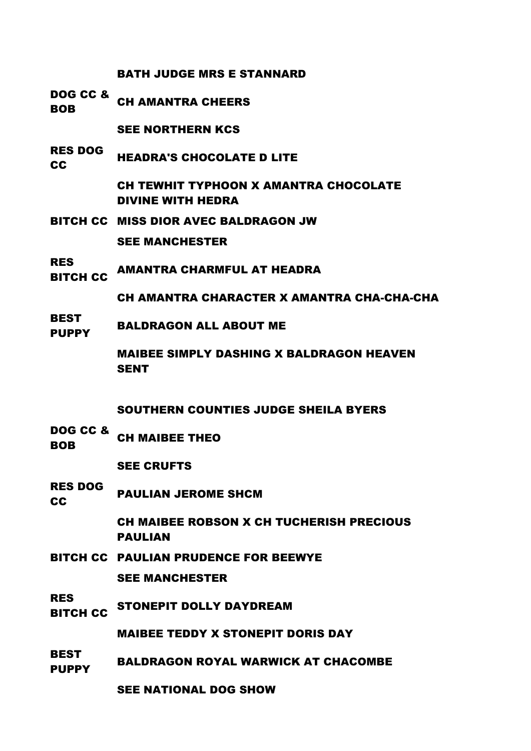### BATH JUDGE MRS E STANNARD

| | |
|---|---|
| DOG CC & BOB | CH AMANTRA CHEERS |
| | SEE NORTHERN KCS |
| RES DOG CC | HEADRA'S CHOCOLATE D LITE |
| | CH TEWHIT TYPHOON X AMANTRA CHOCOLATE DIVINE WITH HEDRA |
| BITCH CC | MISS DIOR AVEC BALDRAGON JW |
| | SEE MANCHESTER |
| RES BITCH CC | AMANTRA CHARMFUL AT HEADRA |
| | CH AMANTRA CHARACTER X AMANTRA CHA-CHA-CHA |
| BEST PUPPY | BALDRAGON ALL ABOUT ME |
| | MAIBEE SIMPLY DASHING X BALDRAGON HEAVEN SENT |

### SOUTHERN COUNTIES JUDGE SHEILA BYERS

| | |
|---|---|
| DOG CC & BOB | CH MAIBEE THEO |
| | SEE CRUFTS |
| RES DOG CC | PAULIAN JEROME SHCM |
| | CH MAIBEE ROBSON X CH TUCHERISH PRECIOUS PAULIAN |
| BITCH CC | PAULIAN PRUDENCE FOR BEEWYE |
| | SEE MANCHESTER |
| RES BITCH CC | STONEPIT DOLLY DAYDREAM |
| | MAIBEE TEDDY X STONEPIT DORIS DAY |
| BEST PUPPY | BALDRAGON ROYAL WARWICK AT CHACOMBE |
| | SEE NATIONAL DOG SHOW |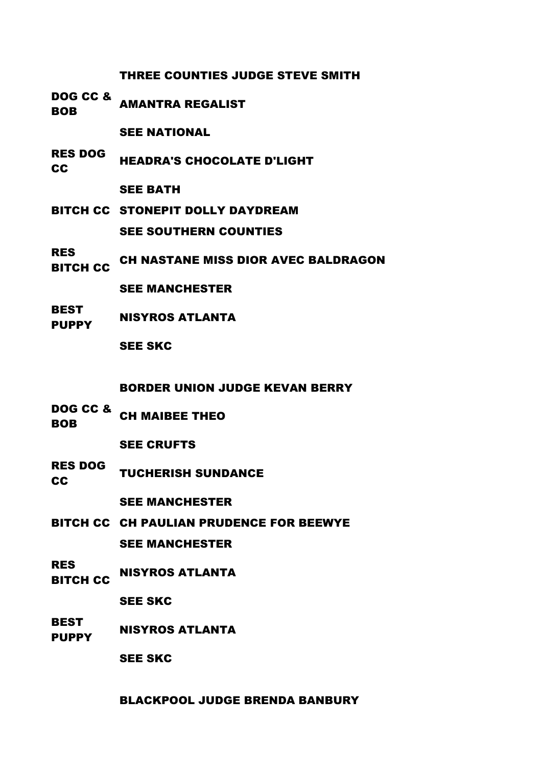### THREE COUNTIES JUDGE STEVE SMITH

| | |
|---|---|
| DOG CC & BOB | AMANTRA REGALIST |
| | SEE NATIONAL |
| RES DOG CC | HEADRA'S CHOCOLATE D'LIGHT |
| | SEE BATH |
| BITCH CC | STONEPIT DOLLY DAYDREAM |
| | SEE SOUTHERN COUNTIES |
| RES BITCH CC | CH NASTANE MISS DIOR AVEC BALDRAGON |
| | SEE MANCHESTER |
| BEST PUPPY | NISYROS ATLANTA |
| | SEE SKC |

### BORDER UNION JUDGE KEVAN BERRY

| | |
|---|---|
| DOG CC & BOB | CH MAIBEE THEO |
| | SEE CRUFTS |
| RES DOG CC | TUCHERISH SUNDANCE |
| | SEE MANCHESTER |
| BITCH CC | CH PAULIAN PRUDENCE FOR BEEWYE |
| | SEE MANCHESTER |
| RES BITCH CC | NISYROS ATLANTA |
| | SEE SKC |
| BEST PUPPY | NISYROS ATLANTA |
| | SEE SKC |

### BLACKPOOL JUDGE BRENDA BANBURY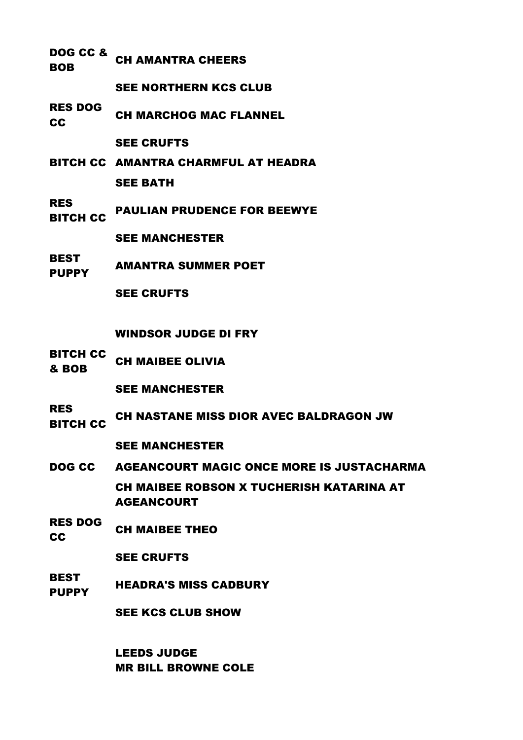| | |
|---|---|
| **DOG CC & BOB** | **CH AMANTRA CHEERS** |
| | **SEE NORTHERN KCS CLUB** |
| **RES DOG CC** | **CH MARCHOG MAC FLANNEL** |
| | **SEE CRUFTS** |
| **BITCH CC** | **AMANTRA CHARMFUL AT HEADRA** |
| | **SEE BATH** |
| **RES BITCH CC** | **PAULIAN PRUDENCE FOR BEEWYE** |
| | **SEE MANCHESTER** |
| **BEST PUPPY** | **AMANTRA SUMMER POET** |
| | **SEE CRUFTS** |

**WINDSOR JUDGE DI FRY**

| | |
|---|---|
| **BITCH CC & BOB** | **CH MAIBEE OLIVIA** |
| | **SEE MANCHESTER** |
| **RES BITCH CC** | **CH NASTANE MISS DIOR AVEC BALDRAGON JW** |
| | **SEE MANCHESTER** |
| **DOG CC** | **AGEANCOURT MAGIC ONCE MORE IS JUSTACHARMA** |
| | **CH MAIBEE ROBSON X TUCHERISH KATARINA AT AGEANCOURT** |
| **RES DOG CC** | **CH MAIBEE THEO** |
| | **SEE CRUFTS** |
| **BEST PUPPY** | **HEADRA'S MISS CADBURY** |
| | **SEE KCS CLUB SHOW** |

**LEEDS JUDGE**
**MR BILL BROWNE COLE**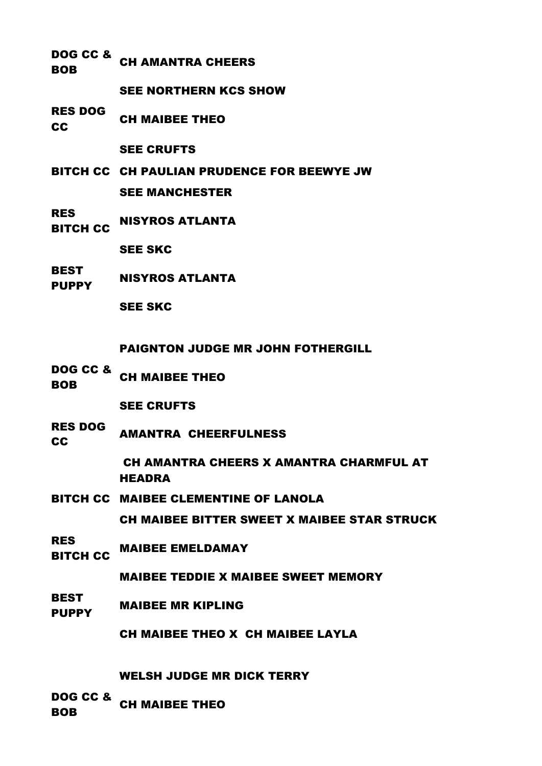| | |
|---|---|
| **DOG CC & BOB** | **CH AMANTRA CHEERS** |
| | **SEE NORTHERN KCS SHOW** |
| **RES DOG CC** | **CH MAIBEE THEO** |
| | **SEE CRUFTS** |
| **BITCH CC** | **CH PAULIAN PRUDENCE FOR BEEWYE JW** |
| | **SEE MANCHESTER** |
| **RES BITCH CC** | **NISYROS ATLANTA** |
| | **SEE SKC** |
| **BEST PUPPY** | **NISYROS ATLANTA** |
| | **SEE SKC** |

**PAIGNTON JUDGE MR JOHN FOTHERGILL**

| | |
|---|---|
| **DOG CC & BOB** | **CH MAIBEE THEO** |
| | **SEE CRUFTS** |
| **RES DOG CC** | **AMANTRA CHEERFULNESS** |
| | **CH AMANTRA CHEERS X AMANTRA CHARMFUL AT HEADRA** |
| **BITCH CC** | **MAIBEE CLEMENTINE OF LANOLA** |
| | **CH MAIBEE BITTER SWEET X MAIBEE STAR STRUCK** |
| **RES BITCH CC** | **MAIBEE EMELDAMAY** |
| | **MAIBEE TEDDIE X MAIBEE SWEET MEMORY** |
| **BEST PUPPY** | **MAIBEE MR KIPLING** |
| | **CH MAIBEE THEO X CH MAIBEE LAYLA** |

**WELSH JUDGE MR DICK TERRY**

| | |
|---|---|
| **DOG CC & BOB** | **CH MAIBEE THEO** |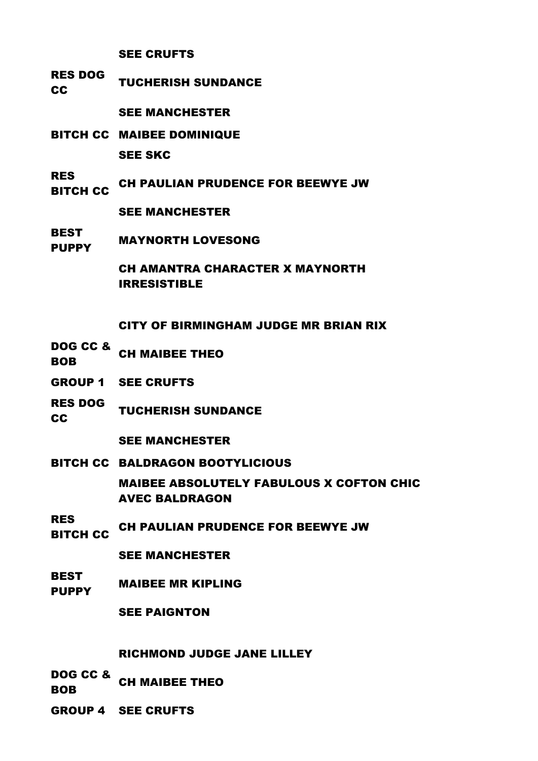| | |
|---|---|
| | SEE CRUFTS |
| RES DOG CC | TUCHERISH SUNDANCE |
| | SEE MANCHESTER |
| BITCH CC | MAIBEE DOMINIQUE |
| | SEE SKC |
| RES BITCH CC | CH PAULIAN PRUDENCE FOR BEEWYE JW |
| | SEE MANCHESTER |
| BEST PUPPY | MAYNORTH LOVESONG |
| | CH AMANTRA CHARACTER X MAYNORTH IRRESISTIBLE |

**CITY OF BIRMINGHAM JUDGE MR BRIAN RIX**

| | |
|---|---|
| DOG CC & BOB | CH MAIBEE THEO |
| GROUP 1 | SEE CRUFTS |
| RES DOG CC | TUCHERISH SUNDANCE |
| | SEE MANCHESTER |
| BITCH CC | BALDRAGON BOOTYLICIOUS |
| | MAIBEE ABSOLUTELY FABULOUS X COFTON CHIC AVEC BALDRAGON |
| RES BITCH CC | CH PAULIAN PRUDENCE FOR BEEWYE JW |
| | SEE MANCHESTER |
| BEST PUPPY | MAIBEE MR KIPLING |
| | SEE PAIGNTON |

**RICHMOND JUDGE JANE LILLEY**

| | |
|---|---|
| DOG CC & BOB | CH MAIBEE THEO |
| GROUP 4 | SEE CRUFTS |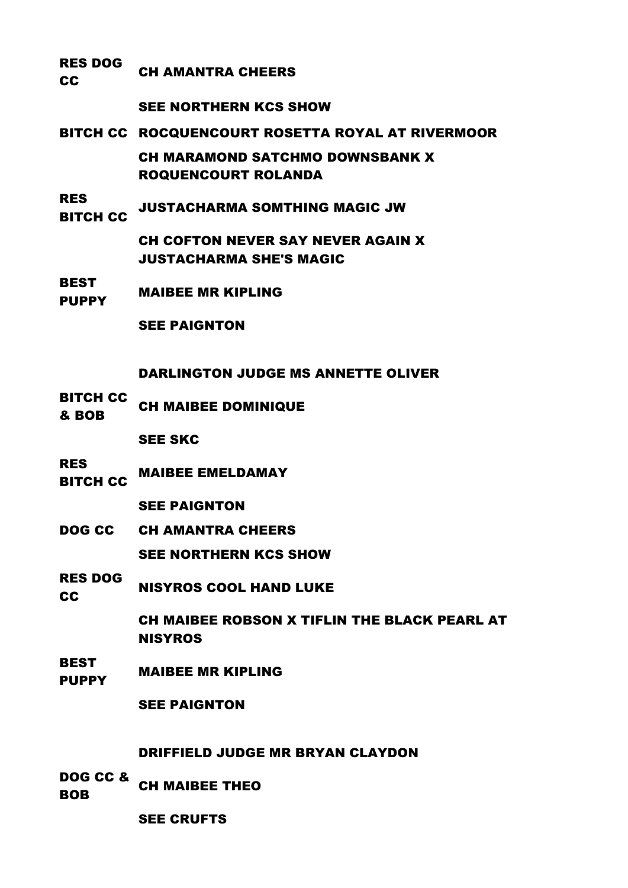| | |
|---|---|
| RES DOG CC | CH AMANTRA CHEERS |
| | SEE NORTHERN KCS SHOW |
| BITCH CC | ROCQUENCOURT ROSETTA ROYAL AT RIVERMOOR |
| | CH MARAMOND SATCHMO DOWNSBANK X ROQUENCOURT ROLANDA |
| RES BITCH CC | JUSTACHARMA SOMTHING MAGIC JW |
| | CH COFTON NEVER SAY NEVER AGAIN X JUSTACHARMA SHE'S MAGIC |
| BEST PUPPY | MAIBEE MR KIPLING |
| | SEE PAIGNTON |

## DARLINGTON JUDGE MS ANNETTE OLIVER

| | |
|---|---|
| BITCH CC & BOB | CH MAIBEE DOMINIQUE |
| | SEE SKC |
| RES BITCH CC | MAIBEE EMELDAMAY |
| | SEE PAIGNTON |
| DOG CC | CH AMANTRA CHEERS |
| | SEE NORTHERN KCS SHOW |
| RES DOG CC | NISYROS COOL HAND LUKE |
| | CH MAIBEE ROBSON X TIFLIN THE BLACK PEARL AT NISYROS |
| BEST PUPPY | MAIBEE MR KIPLING |
| | SEE PAIGNTON |

## DRIFFIELD JUDGE MR BRYAN CLAYDON

| | |
|---|---|
| DOG CC & BOB | CH MAIBEE THEO |
| | SEE CRUFTS |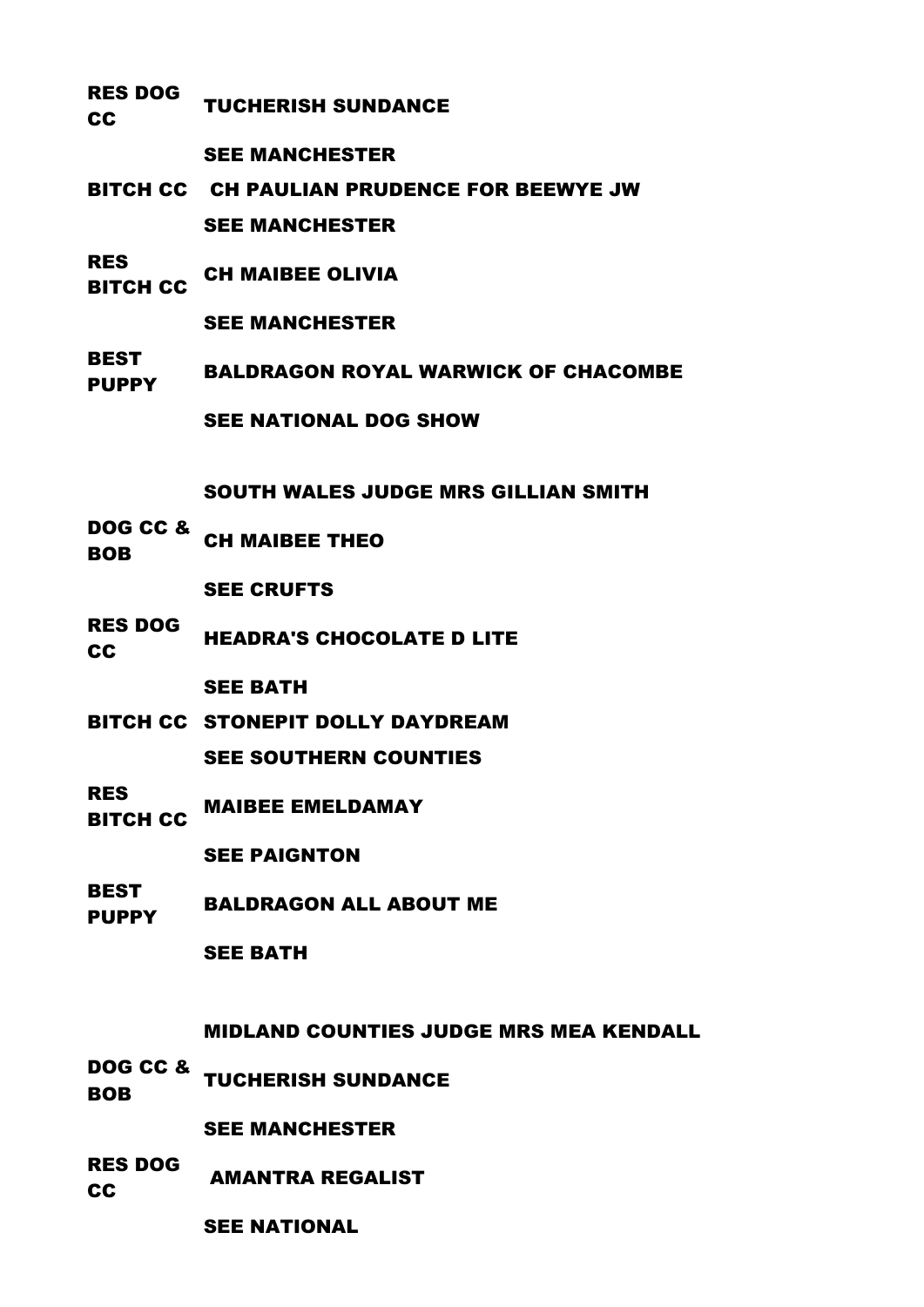| | |
|---|---|
| **RES DOG CC** | **TUCHERISH SUNDANCE** |
| | **SEE MANCHESTER** |
| **BITCH CC** | **CH PAULIAN PRUDENCE FOR BEEWYE JW** |
| | **SEE MANCHESTER** |
| **RES BITCH CC** | **CH MAIBEE OLIVIA** |
| | **SEE MANCHESTER** |
| **BEST PUPPY** | **BALDRAGON ROYAL WARWICK OF CHACOMBE** |
| | **SEE NATIONAL DOG SHOW** |

**SOUTH WALES JUDGE MRS GILLIAN SMITH**

| | |
|---|---|
| **DOG CC & BOB** | **CH MAIBEE THEO** |
| | **SEE CRUFTS** |
| **RES DOG CC** | **HEADRA'S CHOCOLATE D LITE** |
| | **SEE BATH** |
| **BITCH CC** | **STONEPIT DOLLY DAYDREAM** |
| | **SEE SOUTHERN COUNTIES** |
| **RES BITCH CC** | **MAIBEE EMELDAMAY** |
| | **SEE PAIGNTON** |
| **BEST PUPPY** | **BALDRAGON ALL ABOUT ME** |
| | **SEE BATH** |

**MIDLAND COUNTIES JUDGE MRS MEA KENDALL**

| | |
|---|---|
| **DOG CC & BOB** | **TUCHERISH SUNDANCE** |
| | **SEE MANCHESTER** |
| **RES DOG CC** | **AMANTRA REGALIST** |
| | **SEE NATIONAL** |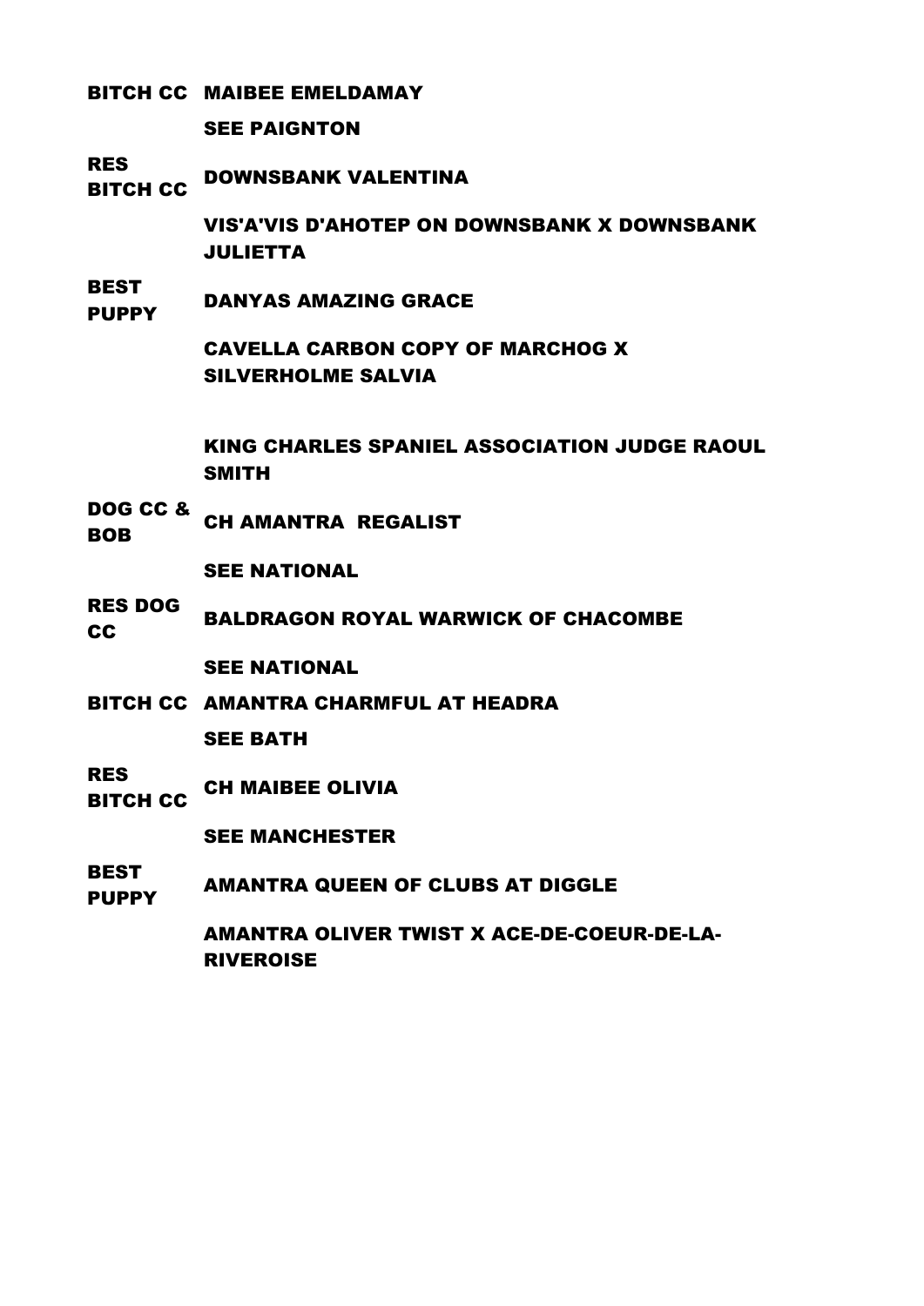| | |
|---|---|
| BITCH CC | MAIBEE EMELDAMAY |
| | SEE PAIGNTON |
| RES BITCH CC | DOWNSBANK VALENTINA |
| | VIS'A'VIS D'AHOTEP ON DOWNSBANK X DOWNSBANK JULIETTA |
| BEST PUPPY | DANYAS AMAZING GRACE |
| | CAVELLA CARBON COPY OF MARCHOG X SILVERHOLME SALVIA |

**KING CHARLES SPANIEL ASSOCIATION JUDGE RAOUL SMITH**

| | |
|---|---|
| DOG CC & BOB | CH AMANTRA  REGALIST |
| | SEE NATIONAL |
| RES DOG CC | BALDRAGON ROYAL WARWICK OF CHACOMBE |
| | SEE NATIONAL |
| BITCH CC | AMANTRA CHARMFUL AT HEADRA |
| | SEE BATH |
| RES BITCH CC | CH MAIBEE OLIVIA |
| | SEE MANCHESTER |
| BEST PUPPY | AMANTRA QUEEN OF CLUBS AT DIGGLE |
| | AMANTRA OLIVER TWIST X ACE-DE-COEUR-DE-LA-RIVEROISE |